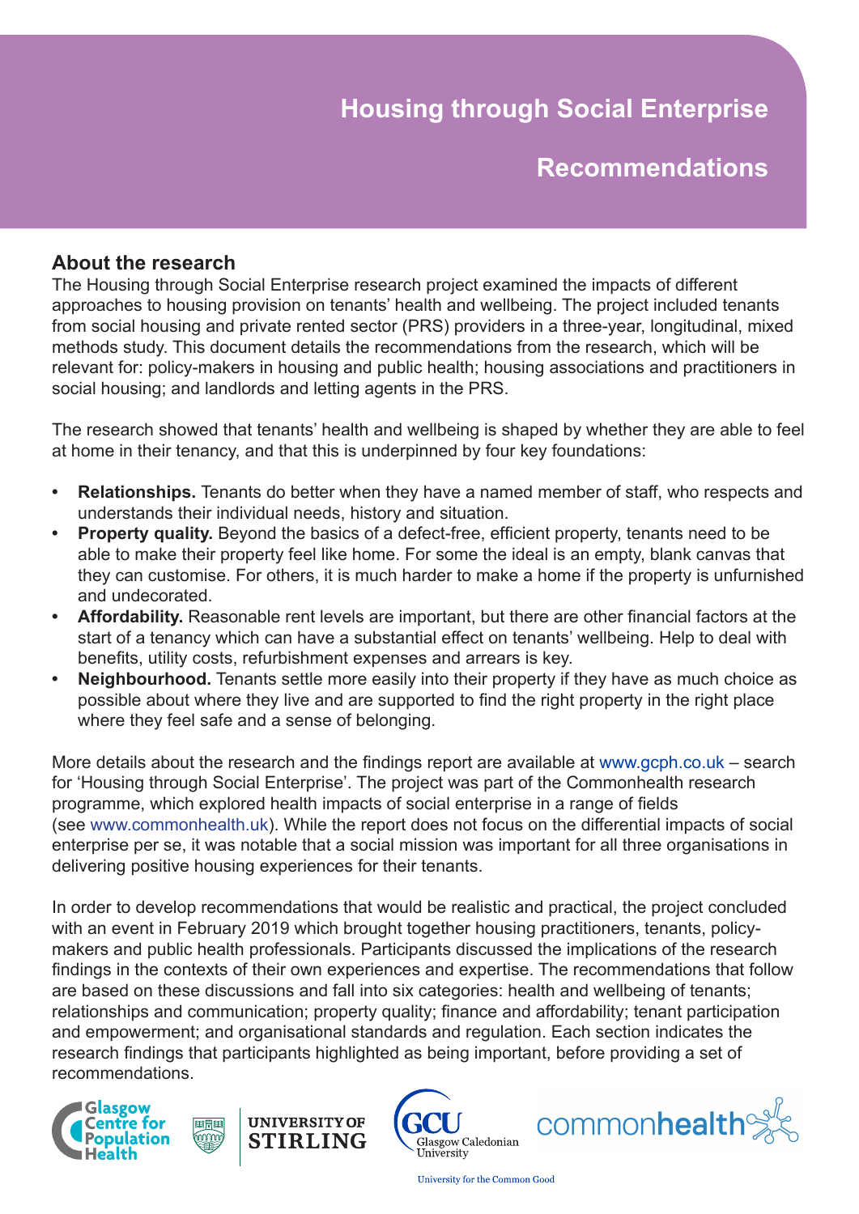# Housing through Social Enterprise

## Recommendations

### About the research

The Housing through Social Enterprise research project examined the impacts of different approaches to housing provision on tenants' health and wellbeing. The project included tenants from social housing and private rented sector (PRS) providers in a three-year, longitudinal, mixed methods study. This document details the recommendations from the research, which will be relevant for: policy-makers in housing and public health; housing associations and practitioners in social housing; and landlords and letting agents in the PRS.

The research showed that tenants' health and wellbeing is shaped by whether they are able to feel at home in their tenancy, and that this is underpinned by four key foundations:

- **Relationships.** Tenants do better when they have a named member of staff, who respects and understands their individual needs, history and situation.
- **Property quality.** Beyond the basics of a defect-free, efficient property, tenants need to be able to make their property feel like home. For some the ideal is an empty, blank canvas that they can customise. For others, it is much harder to make a home if the property is unfurnished and undecorated.
- **Affordability.** Reasonable rent levels are important, but there are other financial factors at the start of a tenancy which can have a substantial effect on tenants' wellbeing. Help to deal with benefits, utility costs, refurbishment expenses and arrears is key.
- **Neighbourhood.** Tenants settle more easily into their property if they have as much choice as possible about where they live and are supported to find the right property in the right place where they feel safe and a sense of belonging.

More details about the research and the findings report are available at www.gcph.co.uk – search for 'Housing through Social Enterprise'. The project was part of the Commonhealth research programme, which explored health impacts of social enterprise in a range of fields (see www.commonhealth.uk). While the report does not focus on the differential impacts of social enterprise per se, it was notable that a social mission was important for all three organisations in delivering positive housing experiences for their tenants.

In order to develop recommendations that would be realistic and practical, the project concluded with an event in February 2019 which brought together housing practitioners, tenants, policy-makers and public health professionals. Participants discussed the implications of the research findings in the contexts of their own experiences and expertise. The recommendations that follow are based on these discussions and fall into six categories: health and wellbeing of tenants; relationships and communication; property quality; finance and affordability; tenant participation and empowerment; and organisational standards and regulation. Each section indicates the research findings that participants highlighted as being important, before providing a set of recommendations.

Glasgow Centre for Population Health | University of Stirling | GCU Glasgow Caledonian University – University for the Common Good | commonhealth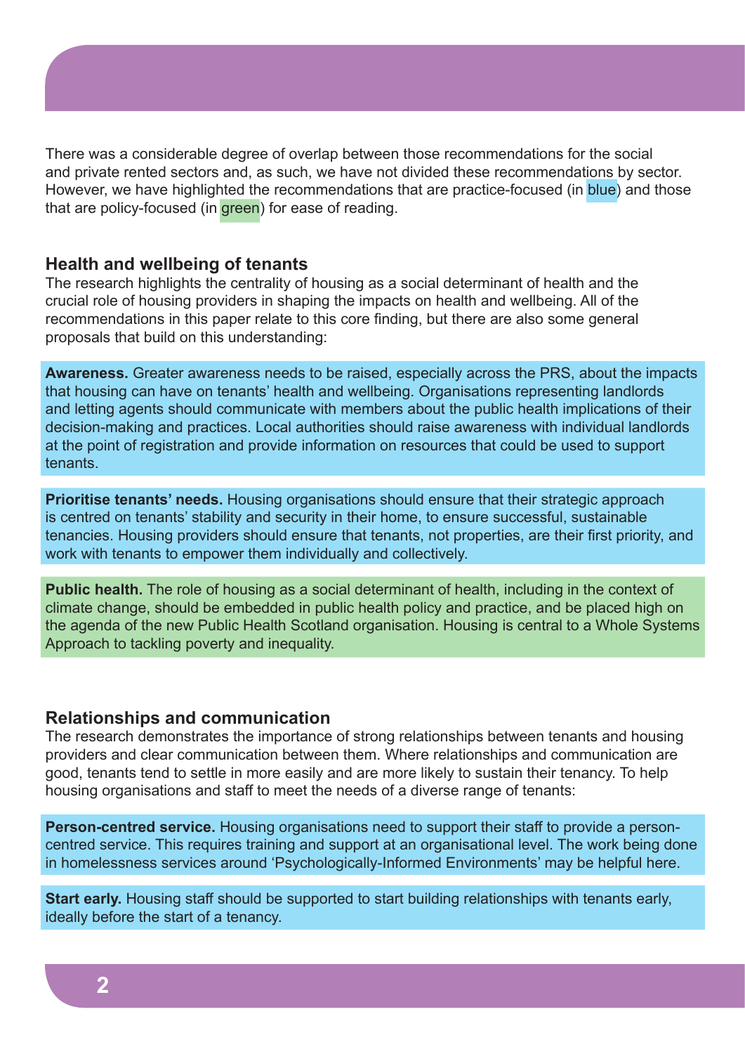There was a considerable degree of overlap between those recommendations for the social and private rented sectors and, as such, we have not divided these recommendations by sector. However, we have highlighted the recommendations that are practice-focused (in blue) and those that are policy-focused (in green) for ease of reading.

## Health and wellbeing of tenants

The research highlights the centrality of housing as a social determinant of health and the crucial role of housing providers in shaping the impacts on health and wellbeing. All of the recommendations in this paper relate to this core finding, but there are also some general proposals that build on this understanding:

**Awareness.** Greater awareness needs to be raised, especially across the PRS, about the impacts that housing can have on tenants' health and wellbeing. Organisations representing landlords and letting agents should communicate with members about the public health implications of their decision-making and practices. Local authorities should raise awareness with individual landlords at the point of registration and provide information on resources that could be used to support tenants.

**Prioritise tenants' needs.** Housing organisations should ensure that their strategic approach is centred on tenants' stability and security in their home, to ensure successful, sustainable tenancies. Housing providers should ensure that tenants, not properties, are their first priority, and work with tenants to empower them individually and collectively.

**Public health.** The role of housing as a social determinant of health, including in the context of climate change, should be embedded in public health policy and practice, and be placed high on the agenda of the new Public Health Scotland organisation. Housing is central to a Whole Systems Approach to tackling poverty and inequality.

## Relationships and communication

The research demonstrates the importance of strong relationships between tenants and housing providers and clear communication between them. Where relationships and communication are good, tenants tend to settle in more easily and are more likely to sustain their tenancy. To help housing organisations and staff to meet the needs of a diverse range of tenants:

**Person-centred service.** Housing organisations need to support their staff to provide a person-centred service. This requires training and support at an organisational level. The work being done in homelessness services around 'Psychologically-Informed Environments' may be helpful here.

**Start early.** Housing staff should be supported to start building relationships with tenants early, ideally before the start of a tenancy.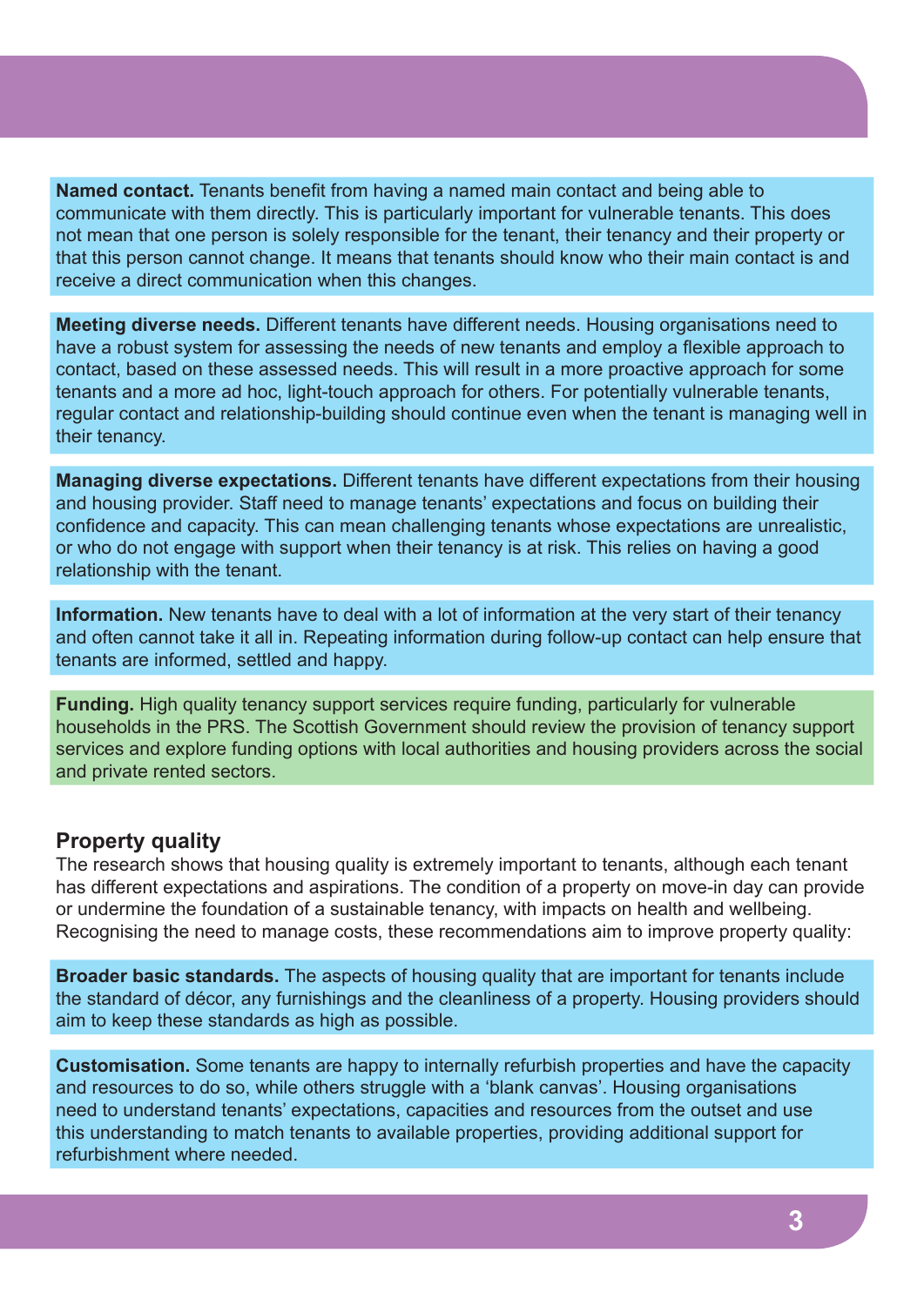**Named contact.** Tenants benefit from having a named main contact and being able to communicate with them directly. This is particularly important for vulnerable tenants. This does not mean that one person is solely responsible for the tenant, their tenancy and their property or that this person cannot change. It means that tenants should know who their main contact is and receive a direct communication when this changes.

**Meeting diverse needs.** Different tenants have different needs. Housing organisations need to have a robust system for assessing the needs of new tenants and employ a flexible approach to contact, based on these assessed needs. This will result in a more proactive approach for some tenants and a more ad hoc, light-touch approach for others. For potentially vulnerable tenants, regular contact and relationship-building should continue even when the tenant is managing well in their tenancy.

**Managing diverse expectations.** Different tenants have different expectations from their housing and housing provider. Staff need to manage tenants' expectations and focus on building their confidence and capacity. This can mean challenging tenants whose expectations are unrealistic, or who do not engage with support when their tenancy is at risk. This relies on having a good relationship with the tenant.

**Information.** New tenants have to deal with a lot of information at the very start of their tenancy and often cannot take it all in. Repeating information during follow-up contact can help ensure that tenants are informed, settled and happy.

**Funding.** High quality tenancy support services require funding, particularly for vulnerable households in the PRS. The Scottish Government should review the provision of tenancy support services and explore funding options with local authorities and housing providers across the social and private rented sectors.

## Property quality

The research shows that housing quality is extremely important to tenants, although each tenant has different expectations and aspirations. The condition of a property on move-in day can provide or undermine the foundation of a sustainable tenancy, with impacts on health and wellbeing. Recognising the need to manage costs, these recommendations aim to improve property quality:

**Broader basic standards.** The aspects of housing quality that are important for tenants include the standard of décor, any furnishings and the cleanliness of a property. Housing providers should aim to keep these standards as high as possible.

**Customisation.** Some tenants are happy to internally refurbish properties and have the capacity and resources to do so, while others struggle with a 'blank canvas'. Housing organisations need to understand tenants' expectations, capacities and resources from the outset and use this understanding to match tenants to available properties, providing additional support for refurbishment where needed.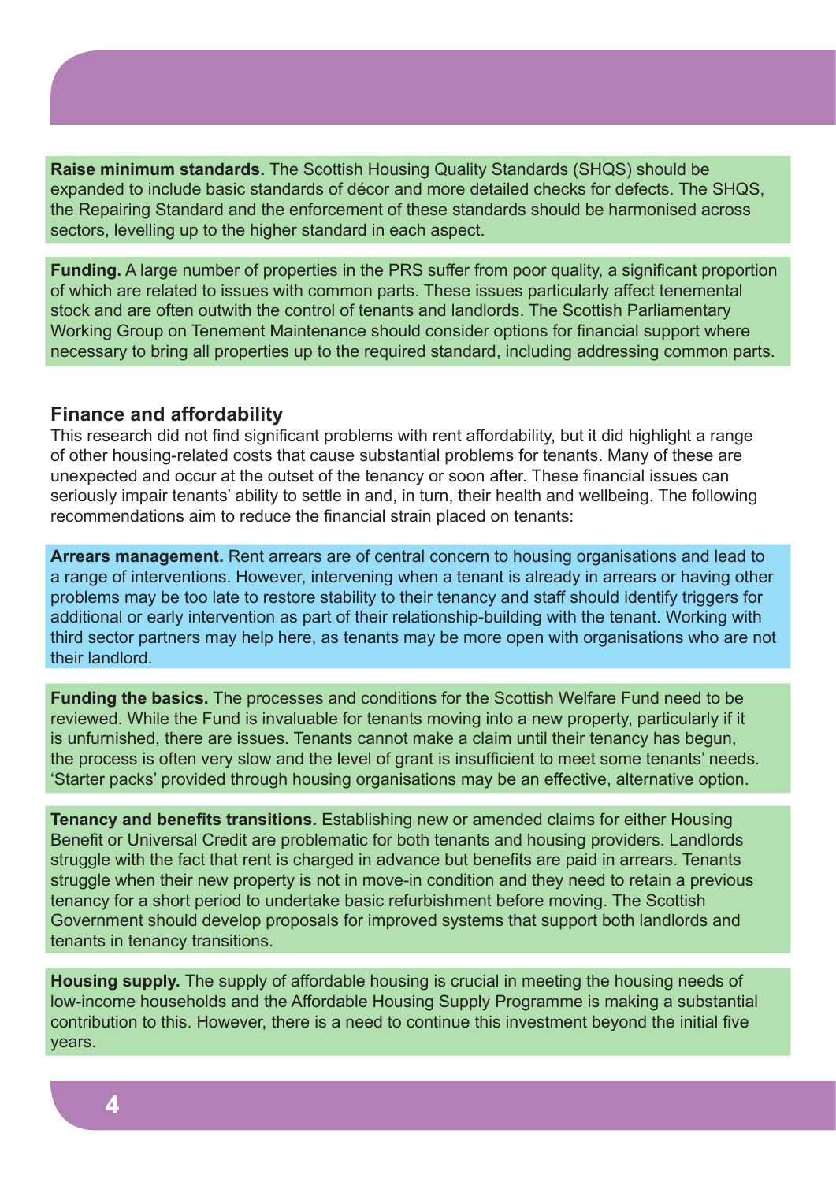**Raise minimum standards.** The Scottish Housing Quality Standards (SHQS) should be expanded to include basic standards of décor and more detailed checks for defects. The SHQS, the Repairing Standard and the enforcement of these standards should be harmonised across sectors, levelling up to the higher standard in each aspect.

**Funding.** A large number of properties in the PRS suffer from poor quality, a significant proportion of which are related to issues with common parts. These issues particularly affect tenemental stock and are often outwith the control of tenants and landlords. The Scottish Parliamentary Working Group on Tenement Maintenance should consider options for financial support where necessary to bring all properties up to the required standard, including addressing common parts.

### Finance and affordability

This research did not find significant problems with rent affordability, but it did highlight a range of other housing-related costs that cause substantial problems for tenants. Many of these are unexpected and occur at the outset of the tenancy or soon after. These financial issues can seriously impair tenants' ability to settle in and, in turn, their health and wellbeing. The following recommendations aim to reduce the financial strain placed on tenants:

**Arrears management.** Rent arrears are of central concern to housing organisations and lead to a range of interventions. However, intervening when a tenant is already in arrears or having other problems may be too late to restore stability to their tenancy and staff should identify triggers for additional or early intervention as part of their relationship-building with the tenant. Working with third sector partners may help here, as tenants may be more open with organisations who are not their landlord.

**Funding the basics.** The processes and conditions for the Scottish Welfare Fund need to be reviewed. While the Fund is invaluable for tenants moving into a new property, particularly if it is unfurnished, there are issues. Tenants cannot make a claim until their tenancy has begun, the process is often very slow and the level of grant is insufficient to meet some tenants' needs. 'Starter packs' provided through housing organisations may be an effective, alternative option.

**Tenancy and benefits transitions.** Establishing new or amended claims for either Housing Benefit or Universal Credit are problematic for both tenants and housing providers. Landlords struggle with the fact that rent is charged in advance but benefits are paid in arrears. Tenants struggle when their new property is not in move-in condition and they need to retain a previous tenancy for a short period to undertake basic refurbishment before moving. The Scottish Government should develop proposals for improved systems that support both landlords and tenants in tenancy transitions.

**Housing supply.** The supply of affordable housing is crucial in meeting the housing needs of low-income households and the Affordable Housing Supply Programme is making a substantial contribution to this. However, there is a need to continue this investment beyond the initial five years.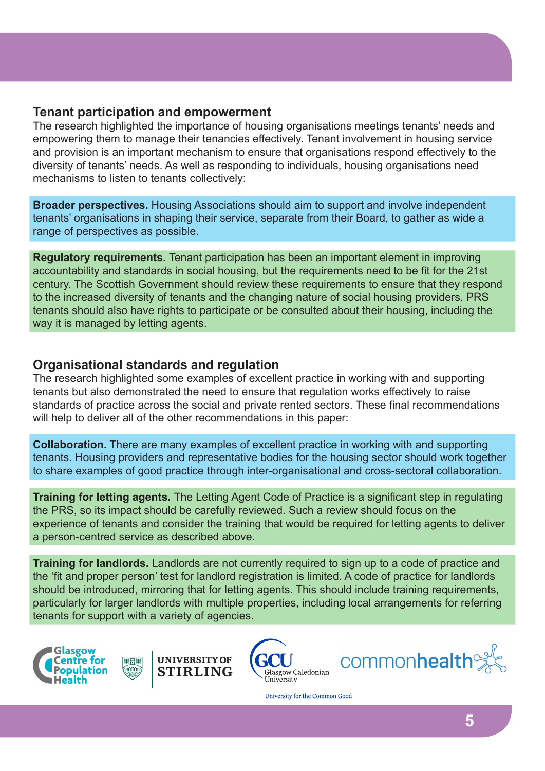## Tenant participation and empowerment

The research highlighted the importance of housing organisations meetings tenants' needs and empowering them to manage their tenancies effectively. Tenant involvement in housing service and provision is an important mechanism to ensure that organisations respond effectively to the diversity of tenants' needs. As well as responding to individuals, housing organisations need mechanisms to listen to tenants collectively:

**Broader perspectives.** Housing Associations should aim to support and involve independent tenants' organisations in shaping their service, separate from their Board, to gather as wide a range of perspectives as possible.

**Regulatory requirements.** Tenant participation has been an important element in improving accountability and standards in social housing, but the requirements need to be fit for the 21st century. The Scottish Government should review these requirements to ensure that they respond to the increased diversity of tenants and the changing nature of social housing providers. PRS tenants should also have rights to participate or be consulted about their housing, including the way it is managed by letting agents.

## Organisational standards and regulation

The research highlighted some examples of excellent practice in working with and supporting tenants but also demonstrated the need to ensure that regulation works effectively to raise standards of practice across the social and private rented sectors. These final recommendations will help to deliver all of the other recommendations in this paper:

**Collaboration.** There are many examples of excellent practice in working with and supporting tenants. Housing providers and representative bodies for the housing sector should work together to share examples of good practice through inter-organisational and cross-sectoral collaboration.

**Training for letting agents.** The Letting Agent Code of Practice is a significant step in regulating the PRS, so its impact should be carefully reviewed. Such a review should focus on the experience of tenants and consider the training that would be required for letting agents to deliver a person-centred service as described above.

**Training for landlords.** Landlords are not currently required to sign up to a code of practice and the 'fit and proper person' test for landlord registration is limited. A code of practice for landlords should be introduced, mirroring that for letting agents. This should include training requirements, particularly for larger landlords with multiple properties, including local arrangements for referring tenants for support with a variety of agencies.

Glasgow Centre for Population Health

University of Stirling

GCU Glasgow Caledonian University

University for the Common Good

commonhealth